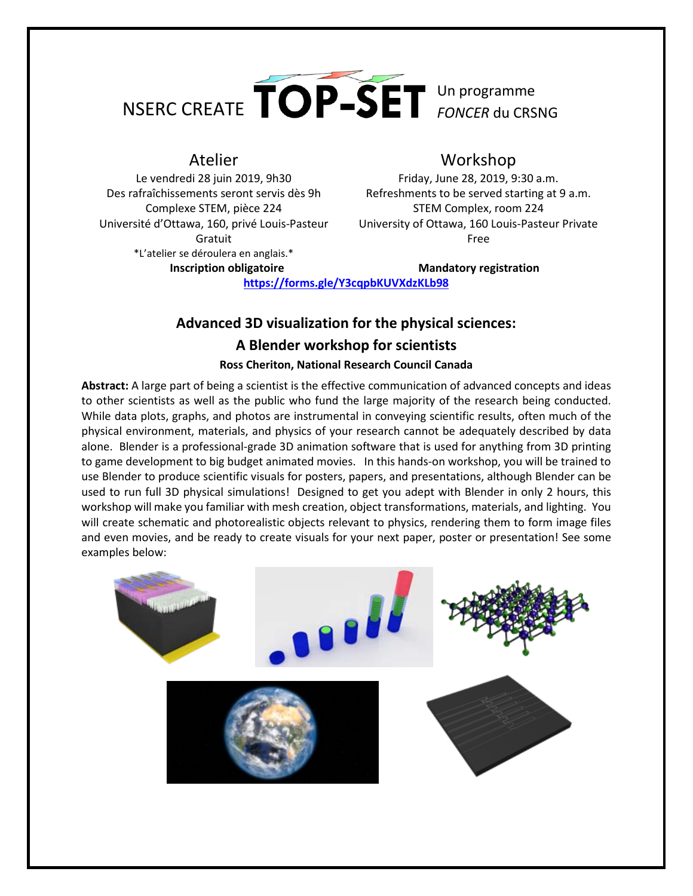NSERC CREATE **TOP-SET** Un programme *FONCER* du CRSNG

## Atelier

Le vendredi 28 juin 2019, 9h30
Des rafraîchissements seront servis dès 9h
Complexe STEM, pièce 224
Université d'Ottawa, 160, privé Louis-Pasteur
Gratuit
*L'atelier se déroulera en anglais.*
**Inscription obligatoire**

## Workshop

Friday, June 28, 2019, 9:30 a.m.
Refreshments to be served starting at 9 a.m.
STEM Complex, room 224
University of Ottawa, 160 Louis-Pasteur Private
Free
**Mandatory registration**

**https://forms.gle/Y3cqpbKUVXdzKLb98**

# Advanced 3D visualization for the physical sciences: A Blender workshop for scientists

**Ross Cheriton, National Research Council Canada**

**Abstract:** A large part of being a scientist is the effective communication of advanced concepts and ideas to other scientists as well as the public who fund the large majority of the research being conducted. While data plots, graphs, and photos are instrumental in conveying scientific results, often much of the physical environment, materials, and physics of your research cannot be adequately described by data alone. Blender is a professional-grade 3D animation software that is used for anything from 3D printing to game development to big budget animated movies. In this hands-on workshop, you will be trained to use Blender to produce scientific visuals for posters, papers, and presentations, although Blender can be used to run full 3D physical simulations! Designed to get you adept with Blender in only 2 hours, this workshop will make you familiar with mesh creation, object transformations, materials, and lighting. You will create schematic and photorealistic objects relevant to physics, rendering them to form image files and even movies, and be ready to create visuals for your next paper, poster or presentation! See some examples below: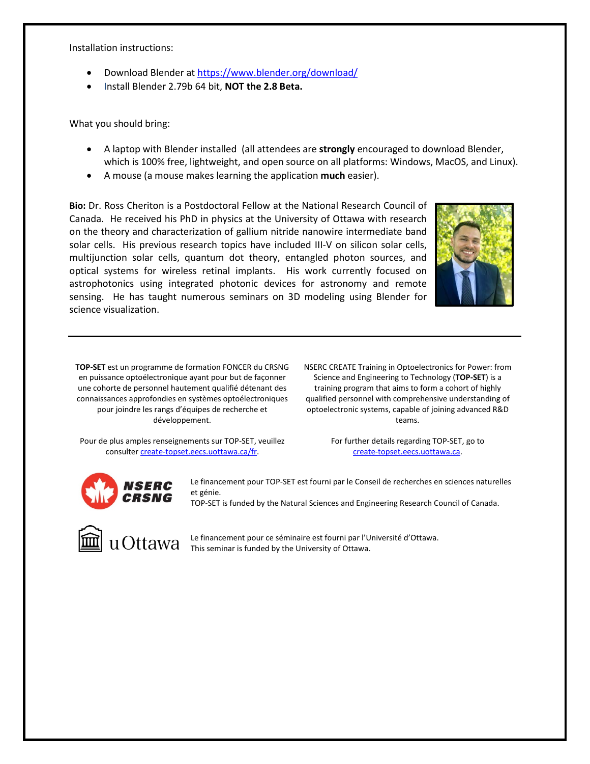Installation instructions:

- Download Blender at https://www.blender.org/download/
- Install Blender 2.79b 64 bit, **NOT the 2.8 Beta.**

What you should bring:

- A laptop with Blender installed (all attendees are **strongly** encouraged to download Blender, which is 100% free, lightweight, and open source on all platforms: Windows, MacOS, and Linux).
- A mouse (a mouse makes learning the application **much** easier).

**Bio:** Dr. Ross Cheriton is a Postdoctoral Fellow at the National Research Council of Canada. He received his PhD in physics at the University of Ottawa with research on the theory and characterization of gallium nitride nanowire intermediate band solar cells. His previous research topics have included III-V on silicon solar cells, multijunction solar cells, quantum dot theory, entangled photon sources, and optical systems for wireless retinal implants. His work currently focused on astrophotonics using integrated photonic devices for astronomy and remote sensing. He has taught numerous seminars on 3D modeling using Blender for science visualization.

---

**TOP-SET** est un programme de formation FONCER du CRSNG en puissance optoélectronique ayant pour but de façonner une cohorte de personnel hautement qualifié détenant des connaissances approfondies en systèmes optoélectroniques pour joindre les rangs d'équipes de recherche et développement.

Pour de plus amples renseignements sur TOP-SET, veuillez consulter create-topset.eecs.uottawa.ca/fr.

NSERC CREATE Training in Optoelectronics for Power: from Science and Engineering to Technology (**TOP-SET**) is a training program that aims to form a cohort of highly qualified personnel with comprehensive understanding of optoelectronic systems, capable of joining advanced R&D teams.

For further details regarding TOP-SET, go to create-topset.eecs.uottawa.ca.

NSERC CRSNG

Le financement pour TOP-SET est fourni par le Conseil de recherches en sciences naturelles et génie.
TOP-SET is funded by the Natural Sciences and Engineering Research Council of Canada.

uOttawa

Le financement pour ce séminaire est fourni par l'Université d'Ottawa.
This seminar is funded by the University of Ottawa.